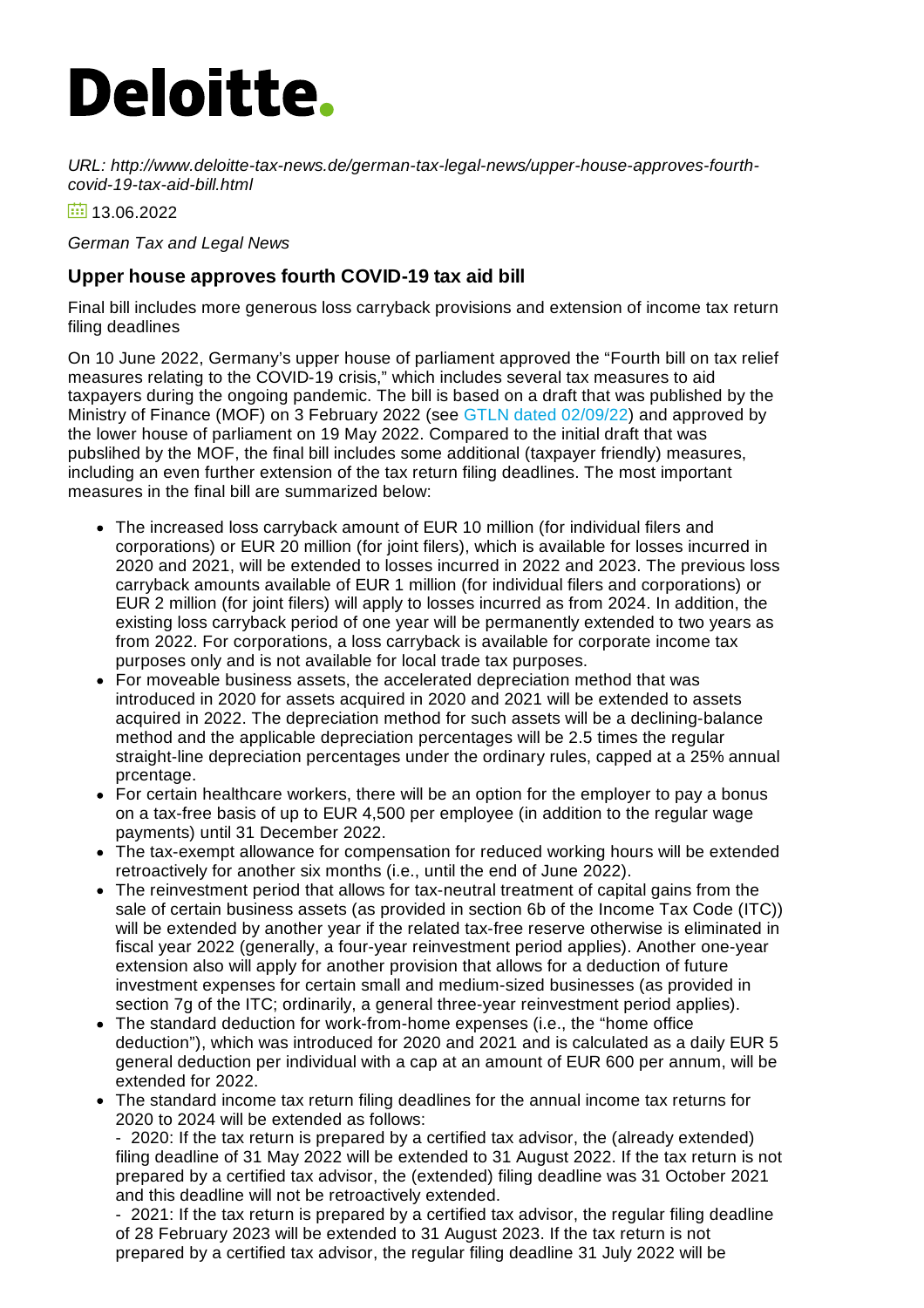# Deloitte.

*URL: http://www.deloitte-tax-news.de/german-tax-legal-news/upper-house-approves-fourth-covid-19-tax-aid-bill.html*

13.06.2022

*German Tax and Legal News*

## Upper house approves fourth COVID-19 tax aid bill

Final bill includes more generous loss carryback provisions and extension of income tax return filing deadlines

On 10 June 2022, Germany's upper house of parliament approved the "Fourth bill on tax relief measures relating to the COVID-19 crisis," which includes several tax measures to aid taxpayers during the ongoing pandemic. The bill is based on a draft that was published by the Ministry of Finance (MOF) on 3 February 2022 (see GTLN dated 02/09/22) and approved by the lower house of parliament on 19 May 2022. Compared to the initial draft that was pubslihed by the MOF, the final bill includes some additional (taxpayer friendly) measures, including an even further extension of the tax return filing deadlines. The most important measures in the final bill are summarized below:

- The increased loss carryback amount of EUR 10 million (for individual filers and corporations) or EUR 20 million (for joint filers), which is available for losses incurred in 2020 and 2021, will be extended to losses incurred in 2022 and 2023. The previous loss carryback amounts available of EUR 1 million (for individual filers and corporations) or EUR 2 million (for joint filers) will apply to losses incurred as from 2024. In addition, the existing loss carryback period of one year will be permanently extended to two years as from 2022. For corporations, a loss carryback is available for corporate income tax purposes only and is not available for local trade tax purposes.
- For moveable business assets, the accelerated depreciation method that was introduced in 2020 for assets acquired in 2020 and 2021 will be extended to assets acquired in 2022. The depreciation method for such assets will be a declining-balance method and the applicable depreciation percentages will be 2.5 times the regular straight-line depreciation percentages under the ordinary rules, capped at a 25% annual prcentage.
- For certain healthcare workers, there will be an option for the employer to pay a bonus on a tax-free basis of up to EUR 4,500 per employee (in addition to the regular wage payments) until 31 December 2022.
- The tax-exempt allowance for compensation for reduced working hours will be extended retroactively for another six months (i.e., until the end of June 2022).
- The reinvestment period that allows for tax-neutral treatment of capital gains from the sale of certain business assets (as provided in section 6b of the Income Tax Code (ITC)) will be extended by another year if the related tax-free reserve otherwise is eliminated in fiscal year 2022 (generally, a four-year reinvestment period applies). Another one-year extension also will apply for another provision that allows for a deduction of future investment expenses for certain small and medium-sized businesses (as provided in section 7g of the ITC; ordinarily, a general three-year reinvestment period applies).
- The standard deduction for work-from-home expenses (i.e., the "home office deduction"), which was introduced for 2020 and 2021 and is calculated as a daily EUR 5 general deduction per individual with a cap at an amount of EUR 600 per annum, will be extended for 2022.
- The standard income tax return filing deadlines for the annual income tax returns for 2020 to 2024 will be extended as follows:

  - 2020: If the tax return is prepared by a certified tax advisor, the (already extended) filing deadline of 31 May 2022 will be extended to 31 August 2022. If the tax return is not prepared by a certified tax advisor, the (extended) filing deadline was 31 October 2021 and this deadline will not be retroactively extended.
  - 2021: If the tax return is prepared by a certified tax advisor, the regular filing deadline of 28 February 2023 will be extended to 31 August 2023. If the tax return is not prepared by a certified tax advisor, the regular filing deadline 31 July 2022 will be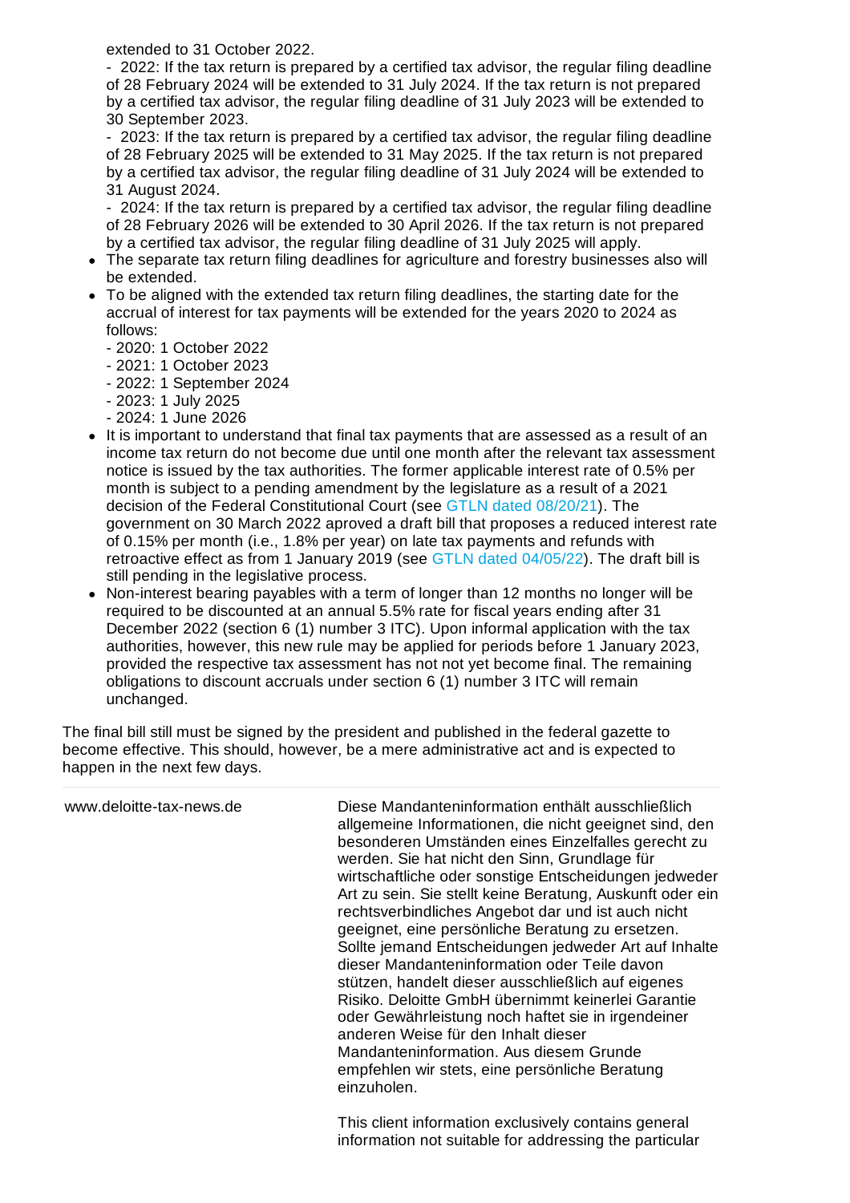extended to 31 October 2022.
- 2022: If the tax return is prepared by a certified tax advisor, the regular filing deadline of 28 February 2024 will be extended to 31 July 2024. If the tax return is not prepared by a certified tax advisor, the regular filing deadline of 31 July 2023 will be extended to 30 September 2023.
- 2023: If the tax return is prepared by a certified tax advisor, the regular filing deadline of 28 February 2025 will be extended to 31 May 2025. If the tax return is not prepared by a certified tax advisor, the regular filing deadline of 31 July 2024 will be extended to 31 August 2024.
- 2024: If the tax return is prepared by a certified tax advisor, the regular filing deadline of 28 February 2026 will be extended to 30 April 2026. If the tax return is not prepared by a certified tax advisor, the regular filing deadline of 31 July 2025 will apply.

- The separate tax return filing deadlines for agriculture and forestry businesses also will be extended.
- To be aligned with the extended tax return filing deadlines, the starting date for the accrual of interest for tax payments will be extended for the years 2020 to 2024 as follows:
  - 2020: 1 October 2022
  - 2021: 1 October 2023
  - 2022: 1 September 2024
  - 2023: 1 July 2025
  - 2024: 1 June 2026
- It is important to understand that final tax payments that are assessed as a result of an income tax return do not become due until one month after the relevant tax assessment notice is issued by the tax authorities. The former applicable interest rate of 0.5% per month is subject to a pending amendment by the legislature as a result of a 2021 decision of the Federal Constitutional Court (see GTLN dated 08/20/21). The government on 30 March 2022 aproved a draft bill that proposes a reduced interest rate of 0.15% per month (i.e., 1.8% per year) on late tax payments and refunds with retroactive effect as from 1 January 2019 (see GTLN dated 04/05/22). The draft bill is still pending in the legislative process.
- Non-interest bearing payables with a term of longer than 12 months no longer will be required to be discounted at an annual 5.5% rate for fiscal years ending after 31 December 2022 (section 6 (1) number 3 ITC). Upon informal application with the tax authorities, however, this new rule may be applied for periods before 1 January 2023, provided the respective tax assessment has not not yet become final. The remaining obligations to discount accruals under section 6 (1) number 3 ITC will remain unchanged.

The final bill still must be signed by the president and published in the federal gazette to become effective. This should, however, be a mere administrative act and is expected to happen in the next few days.

---

www.deloitte-tax-news.de

Diese Mandanteninformation enthält ausschließlich allgemeine Informationen, die nicht geeignet sind, den besonderen Umständen eines Einzelfalles gerecht zu werden. Sie hat nicht den Sinn, Grundlage für wirtschaftliche oder sonstige Entscheidungen jedweder Art zu sein. Sie stellt keine Beratung, Auskunft oder ein rechtsverbindliches Angebot dar und ist auch nicht geeignet, eine persönliche Beratung zu ersetzen. Sollte jemand Entscheidungen jedweder Art auf Inhalte dieser Mandanteninformation oder Teile davon stützen, handelt dieser ausschließlich auf eigenes Risiko. Deloitte GmbH übernimmt keinerlei Garantie oder Gewährleistung noch haftet sie in irgendeiner anderen Weise für den Inhalt dieser Mandanteninformation. Aus diesem Grunde empfehlen wir stets, eine persönliche Beratung einzuholen.

This client information exclusively contains general information not suitable for addressing the particular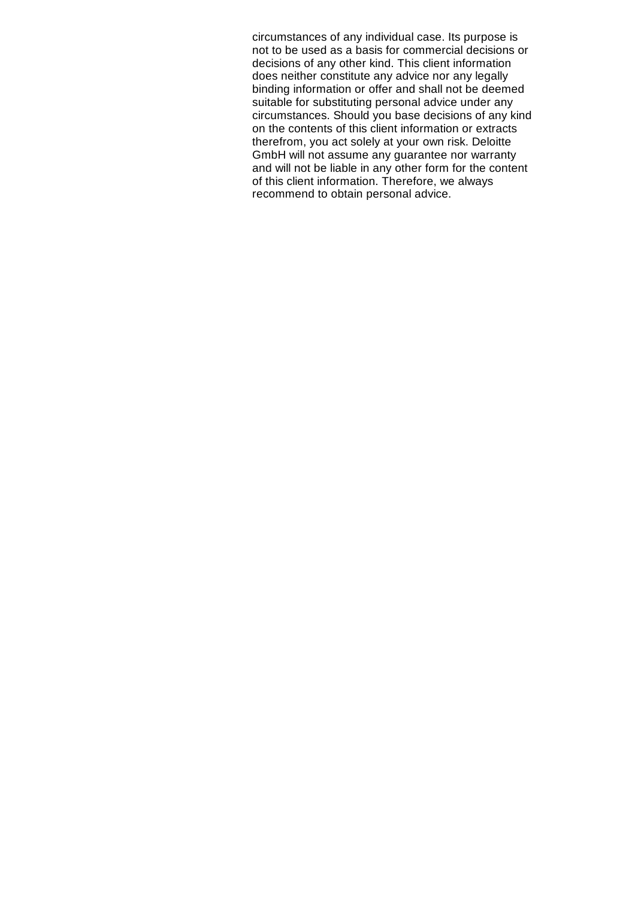circumstances of any individual case. Its purpose is not to be used as a basis for commercial decisions or decisions of any other kind. This client information does neither constitute any advice nor any legally binding information or offer and shall not be deemed suitable for substituting personal advice under any circumstances. Should you base decisions of any kind on the contents of this client information or extracts therefrom, you act solely at your own risk. Deloitte GmbH will not assume any guarantee nor warranty and will not be liable in any other form for the content of this client information. Therefore, we always recommend to obtain personal advice.